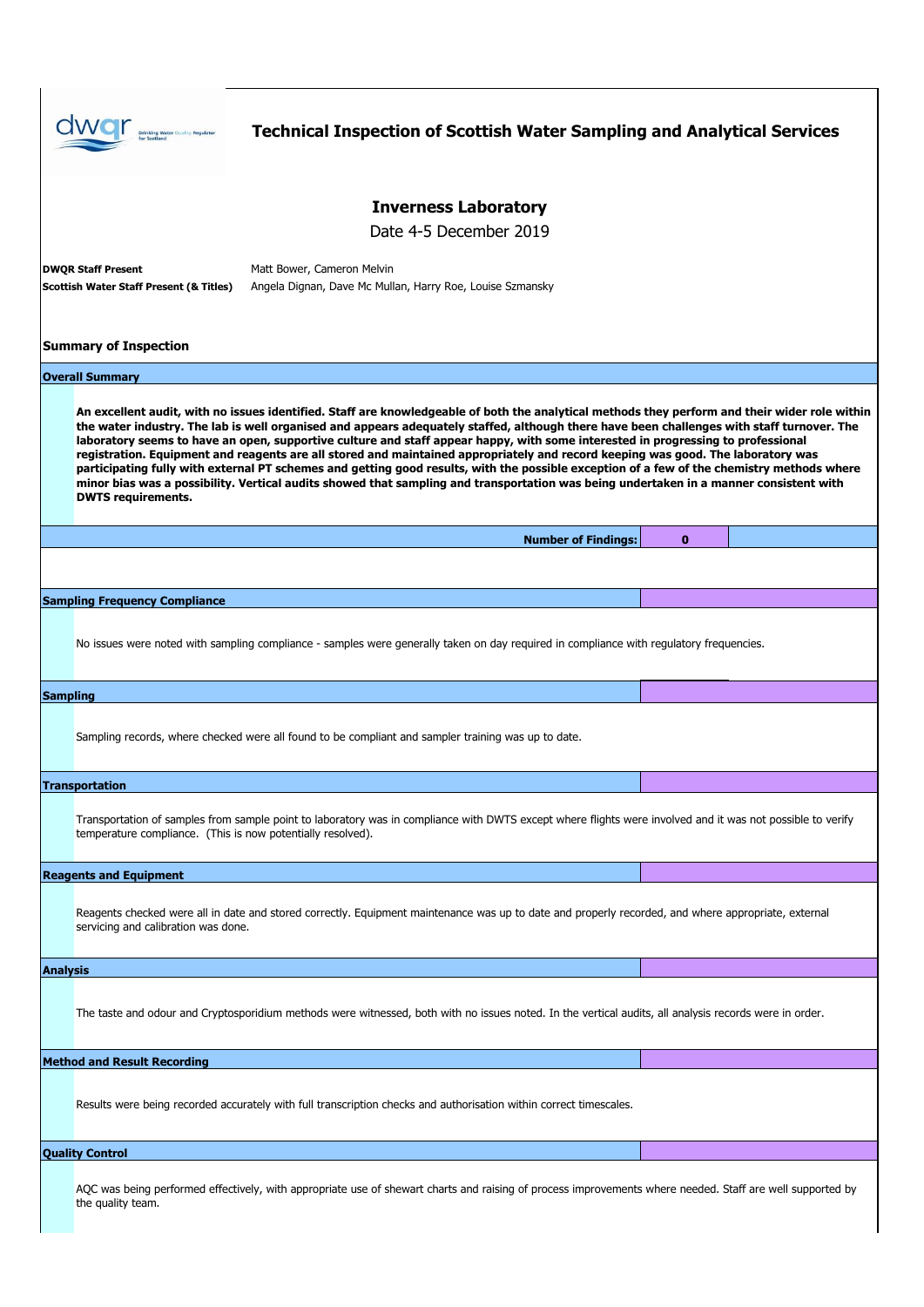# Technical Inspection of Scottish Water Sampling and Analytical Services

## Inverness Laboratory

Date 4-5 December 2019

**DWQR Staff Present** Matt Bower, Cameron Melvin

**Scottish Water Staff Present (& Titles)** Angela Dignan, Dave Mc Mullan, Harry Roe, Louise Szmansky

## Summary of Inspection

### Overall Summary

**An excellent audit, with no issues identified. Staff are knowledgeable of both the analytical methods they perform and their wider role within the water industry. The lab is well organised and appears adequately staffed, although there have been challenges with staff turnover. The laboratory seems to have an open, supportive culture and staff appear happy, with some interested in progressing to professional registration. Equipment and reagents are all stored and maintained appropriately and record keeping was good. The laboratory was participating fully with external PT schemes and getting good results, with the possible exception of a few of the chemistry methods where minor bias was a possibility. Vertical audits showed that sampling and transportation was being undertaken in a manner consistent with DWTS requirements.**

**Number of Findings:** **0**

### Sampling Frequency Compliance

No issues were noted with sampling compliance - samples were generally taken on day required in compliance with regulatory frequencies.

### Sampling

Sampling records, where checked were all found to be compliant and sampler training was up to date.

### Transportation

Transportation of samples from sample point to laboratory was in compliance with DWTS except where flights were involved and it was not possible to verify temperature compliance. (This is now potentially resolved).

### Reagents and Equipment

Reagents checked were all in date and stored correctly. Equipment maintenance was up to date and properly recorded, and where appropriate, external servicing and calibration was done.

### Analysis

The taste and odour and Cryptosporidium methods were witnessed, both with no issues noted. In the vertical audits, all analysis records were in order.

### Method and Result Recording

Results were being recorded accurately with full transcription checks and authorisation within correct timescales.

### Quality Control

AQC was being performed effectively, with appropriate use of shewart charts and raising of process improvements where needed. Staff are well supported by the quality team.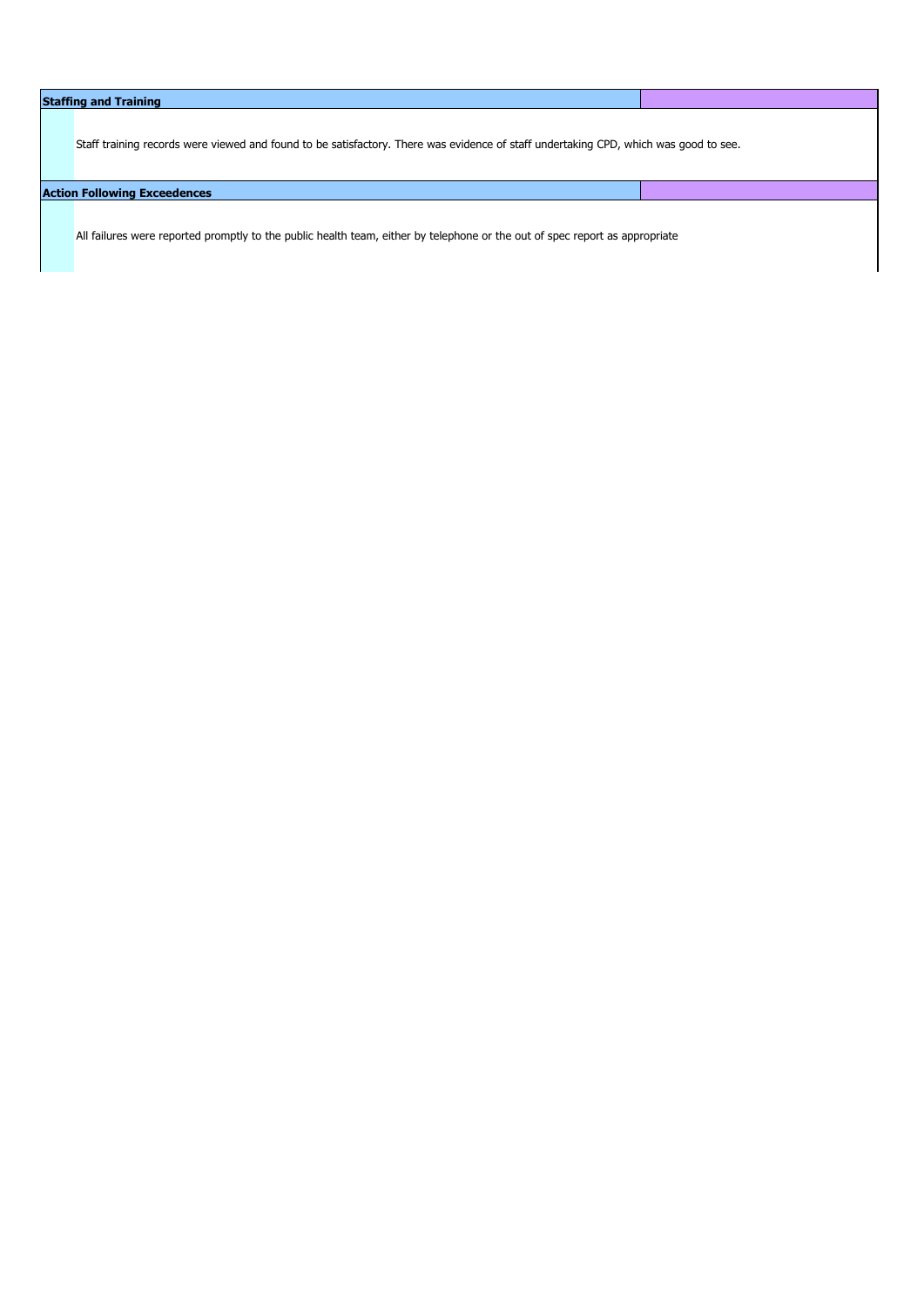**Staffing and Training**

Staff training records were viewed and found to be satisfactory. There was evidence of staff undertaking CPD, which was good to see.

**Action Following Exceedences**

All failures were reported promptly to the public health team, either by telephone or the out of spec report as appropriate